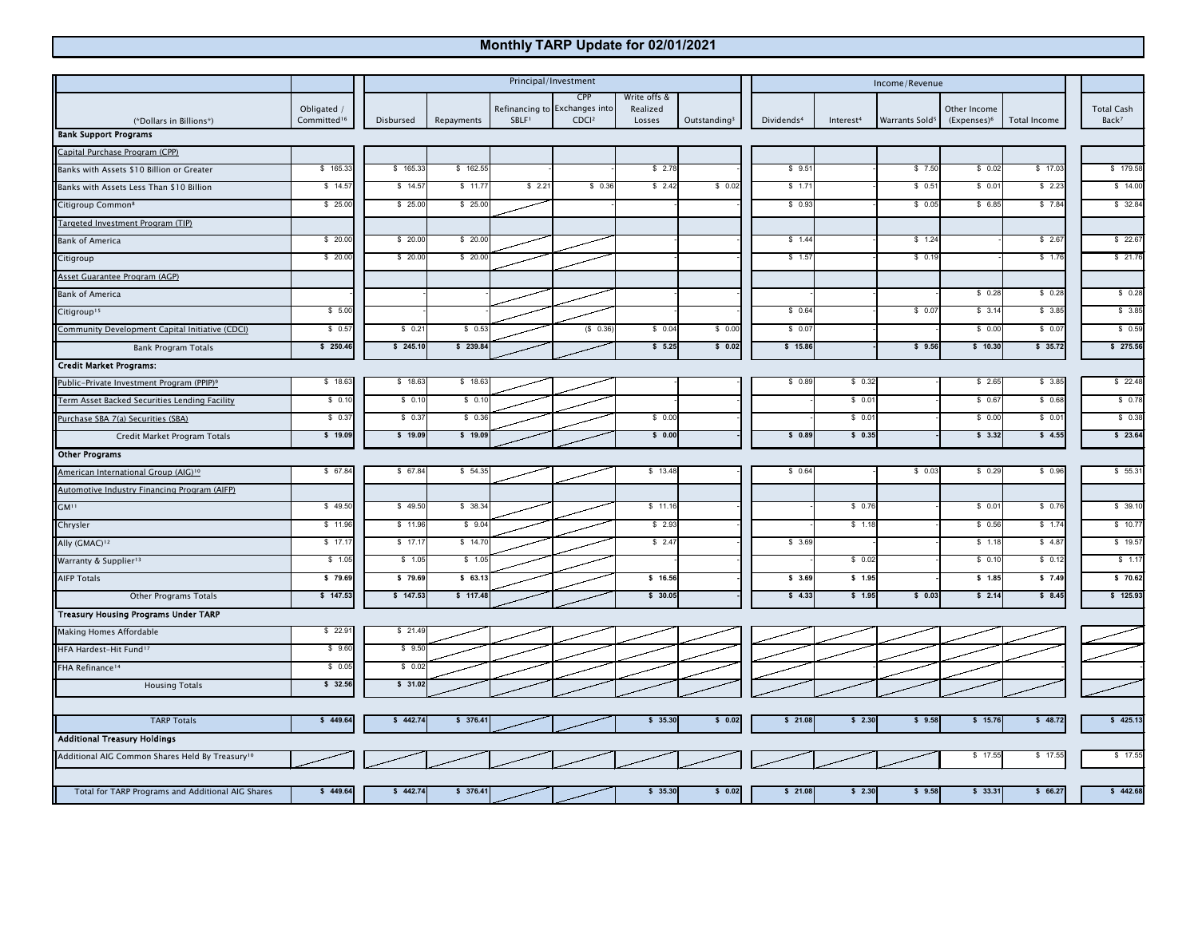# Monthly TARP Update for 02/01/2021

| (*Dollars in Billions*) | Obligated / Committed[16] | Disbursed | Repayments | Refinancing to SBLF[1] | CPP Exchanges into CDCI[2] | Write offs & Realized Losses | Outstanding[3] | Dividends[4] | Interest[4] | Warrants Sold[5] | Other Income (Expenses)[6] | Total Income | Total Cash Back[7] |
|---|---|---|---|---|---|---|---|---|---|---|---|---|---|
| | | Principal/Investment | | | | | | Income/Revenue | | | | | |
| **Bank Support Programs** | | | | | | | | | | | | | |
| Capital Purchase Program (CPP) | | | | | | | | | | | | | |
| Banks with Assets $10 Billion or Greater | $ 165.33 | $ 165.33 | $ 162.55 | - | - | $ 2.78 | - | $ 9.51 | - | $ 7.50 | $ 0.02 | $ 17.03 | $ 179.58 |
| Banks with Assets Less Than $10 Billion | $ 14.57 | $ 14.57 | $ 11.77 | $ 2.21 | $ 0.36 | $ 2.42 | $ 0.02 | $ 1.71 | - | $ 0.51 | $ 0.01 | $ 2.23 | $ 14.00 |
| Citigroup Common[8] | $ 25.00 | $ 25.00 | $ 25.00 | | - | - | - | $ 0.93 | - | $ 0.05 | $ 6.85 | $ 7.84 | $ 32.84 |
| Targeted Investment Program (TIP) | | | | | | | | | | | | | |
| Bank of America | $ 20.00 | $ 20.00 | $ 20.00 | | | - | - | $ 1.44 | - | $ 1.24 | - | $ 2.67 | $ 22.67 |
| Citigroup | $ 20.00 | $ 20.00 | $ 20.00 | | | - | - | $ 1.57 | - | $ 0.19 | - | $ 1.76 | $ 21.76 |
| Asset Guarantee Program (AGP) | | | | | | | | | | | | | |
| Bank of America | - | - | - | | | - | - | - | - | - | $ 0.28 | $ 0.28 | $ 0.28 |
| Citigroup[15] | $ 5.00 | - | - | | | - | - | $ 0.64 | - | $ 0.07 | $ 3.14 | $ 3.85 | $ 3.85 |
| Community Development Capital Initiative (CDCI) | $ 0.57 | $ 0.21 | $ 0.53 | | ($ 0.36) | $ 0.04 | $ 0.00 | $ 0.07 | - | - | $ 0.00 | $ 0.07 | $ 0.59 |
| Bank Program Totals | **$ 250.46** | **$ 245.10** | **$ 239.84** | | | **$ 5.25** | **$ 0.02** | **$ 15.86** | - | **$ 9.56** | **$ 10.30** | **$ 35.72** | **$ 275.56** |
| **Credit Market Programs:** | | | | | | | | | | | | | |
| Public-Private Investment Program (PPIP)[9] | $ 18.63 | $ 18.63 | $ 18.63 | | | - | - | $ 0.89 | $ 0.32 | - | $ 2.65 | $ 3.85 | $ 22.48 |
| Term Asset Backed Securities Lending Facility | $ 0.10 | $ 0.10 | $ 0.10 | | | - | - | - | $ 0.01 | - | $ 0.67 | $ 0.68 | $ 0.78 |
| Purchase SBA 7(a) Securities (SBA) | $ 0.37 | $ 0.37 | $ 0.36 | | | $ 0.00 | - | - | $ 0.01 | - | $ 0.00 | $ 0.01 | $ 0.38 |
| Credit Market Program Totals | **$ 19.09** | **$ 19.09** | **$ 19.09** | | | **$ 0.00** | - | **$ 0.89** | **$ 0.35** | - | **$ 3.32** | **$ 4.55** | **$ 23.64** |
| **Other Programs** | | | | | | | | | | | | | |
| American International Group (AIG)[10] | $ 67.84 | $ 67.84 | $ 54.35 | | | $ 13.48 | - | $ 0.64 | - | $ 0.03 | $ 0.29 | $ 0.96 | $ 55.31 |
| Automotive Industry Financing Program (AIFP) | | | | | | | | | | | | | |
| GM[11] | $ 49.50 | $ 49.50 | $ 38.34 | | | $ 11.16 | - | - | $ 0.76 | - | $ 0.01 | $ 0.76 | $ 39.10 |
| Chrysler | $ 11.96 | $ 11.96 | $ 9.04 | | | $ 2.93 | - | - | $ 1.18 | - | $ 0.56 | $ 1.74 | $ 10.77 |
| Ally (GMAC)[12] | $ 17.17 | $ 17.17 | $ 14.70 | | | $ 2.47 | - | $ 3.69 | - | - | $ 1.18 | $ 4.87 | $ 19.57 |
| Warranty & Supplier[13] | $ 1.05 | $ 1.05 | $ 1.05 | | | - | - | - | $ 0.02 | - | $ 0.10 | $ 0.12 | $ 1.17 |
| AIFP Totals | **$ 79.69** | **$ 79.69** | **$ 63.13** | | | **$ 16.56** | - | **$ 3.69** | **$ 1.95** | - | **$ 1.85** | **$ 7.49** | **$ 70.62** |
| Other Programs Totals | **$ 147.53** | **$ 147.53** | **$ 117.48** | | | **$ 30.05** | - | **$ 4.33** | **$ 1.95** | **$ 0.03** | **$ 2.14** | **$ 8.45** | **$ 125.93** |
| **Treasury Housing Programs Under TARP** | | | | | | | | | | | | | |
| Making Homes Affordable | $ 22.91 | $ 21.49 | | | | | | | | | | | |
| HFA Hardest-Hit Fund[17] | $ 9.60 | $ 9.50 | | | | | | | | | | | |
| FHA Refinance[14] | $ 0.05 | $ 0.02 | | | | | | | | | | - | - |
| Housing Totals | **$ 32.56** | **$ 31.02** | | | | | | | | | | | |
| TARP Totals | **$ 449.64** | **$ 442.74** | **$ 376.41** | | | **$ 35.30** | **$ 0.02** | **$ 21.08** | **$ 2.30** | **$ 9.58** | **$ 15.76** | **$ 48.72** | **$ 425.13** |
| **Additional Treasury Holdings** | | | | | | | | | | | | | |
| Additional AIG Common Shares Held By Treasury[10] | | | | | | | | | | | $ 17.55 | $ 17.55 | $ 17.55 |
| Total for TARP Programs and Additional AIG Shares | **$ 449.64** | **$ 442.74** | **$ 376.41** | | | **$ 35.30** | **$ 0.02** | **$ 21.08** | **$ 2.30** | **$ 9.58** | **$ 33.31** | **$ 66.27** | **$ 442.68** |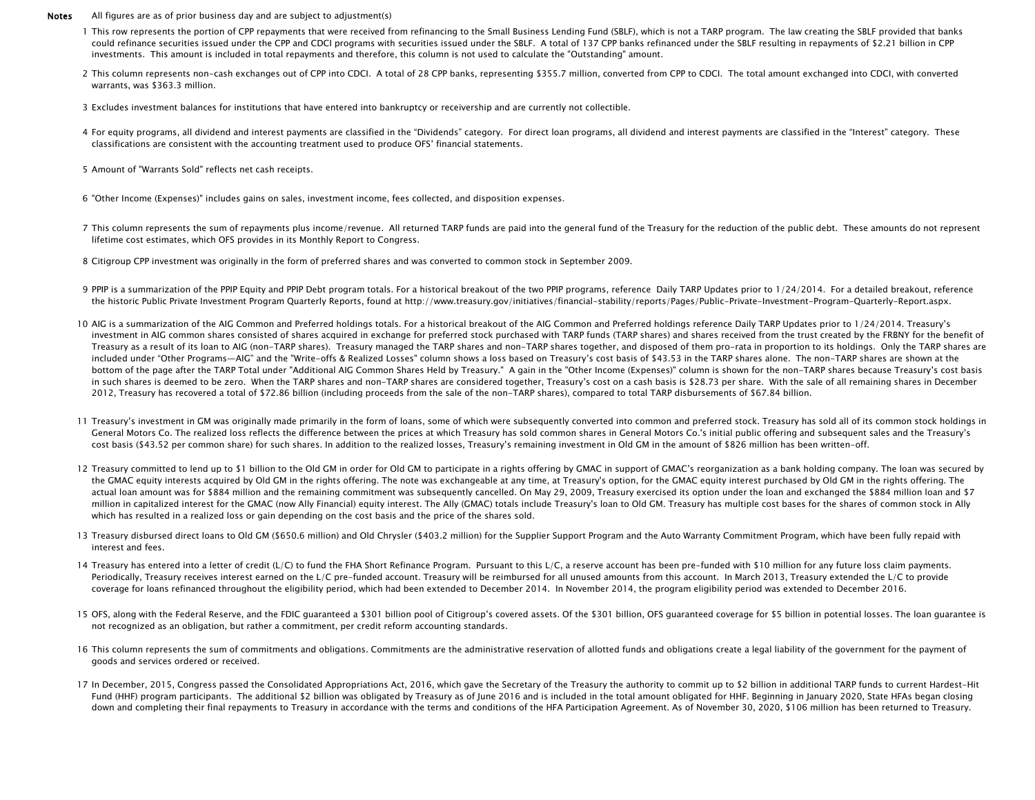**Notes** All figures are as of prior business day and are subject to adjustment(s)

1. This row represents the portion of CPP repayments that were received from refinancing to the Small Business Lending Fund (SBLF), which is not a TARP program. The law creating the SBLF provided that banks could refinance securities issued under the CPP and CDCI programs with securities issued under the SBLF. A total of 137 CPP banks refinanced under the SBLF resulting in repayments of $2.21 billion in CPP investments. This amount is included in total repayments and therefore, this column is not used to calculate the "Outstanding" amount.

2. This column represents non-cash exchanges out of CPP into CDCI. A total of 28 CPP banks, representing $355.7 million, converted from CPP to CDCI. The total amount exchanged into CDCI, with converted warrants, was $363.3 million.

3. Excludes investment balances for institutions that have entered into bankruptcy or receivership and are currently not collectible.

4. For equity programs, all dividend and interest payments are classified in the "Dividends" category. For direct loan programs, all dividend and interest payments are classified in the "Interest" category. These classifications are consistent with the accounting treatment used to produce OFS' financial statements.

5. Amount of "Warrants Sold" reflects net cash receipts.

6. "Other Income (Expenses)" includes gains on sales, investment income, fees collected, and disposition expenses.

7. This column represents the sum of repayments plus income/revenue. All returned TARP funds are paid into the general fund of the Treasury for the reduction of the public debt. These amounts do not represent lifetime cost estimates, which OFS provides in its Monthly Report to Congress.

8. Citigroup CPP investment was originally in the form of preferred shares and was converted to common stock in September 2009.

9. PPIP is a summarization of the PPIP Equity and PPIP Debt program totals. For a historical breakout of the two PPIP programs, reference Daily TARP Updates prior to 1/24/2014. For a detailed breakout, reference the historic Public Private Investment Program Quarterly Reports, found at http://www.treasury.gov/initiatives/financial-stability/reports/Pages/Public-Private-Investment-Program-Quarterly-Report.aspx.

10. AIG is a summarization of the AIG Common and Preferred holdings totals. For a historical breakout of the AIG Common and Preferred holdings reference Daily TARP Updates prior to 1/24/2014. Treasury's investment in AIG common shares consisted of shares acquired in exchange for preferred stock purchased with TARP funds (TARP shares) and shares received from the trust created by the FRBNY for the benefit of Treasury as a result of its loan to AIG (non-TARP shares). Treasury managed the TARP shares and non-TARP shares together, and disposed of them pro-rata in proportion to its holdings. Only the TARP shares are included under "Other Programs—AIG" and the "Write-offs & Realized Losses" column shows a loss based on Treasury's cost basis of $43.53 in the TARP shares alone. The non-TARP shares are shown at the bottom of the page after the TARP Total under "Additional AIG Common Shares Held by Treasury." A gain in the "Other Income (Expenses)" column is shown for the non-TARP shares because Treasury's cost basis in such shares is deemed to be zero. When the TARP shares and non-TARP shares are considered together, Treasury's cost on a cash basis is $28.73 per share. With the sale of all remaining shares in December 2012, Treasury has recovered a total of $72.86 billion (including proceeds from the sale of the non-TARP shares), compared to total TARP disbursements of $67.84 billion.

11. Treasury's investment in GM was originally made primarily in the form of loans, some of which were subsequently converted into common and preferred stock. Treasury has sold all of its common stock holdings in General Motors Co. The realized loss reflects the difference between the prices at which Treasury has sold common shares in General Motors Co.'s initial public offering and subsequent sales and the Treasury's cost basis ($43.52 per common share) for such shares. In addition to the realized losses, Treasury's remaining investment in Old GM in the amount of $826 million has been written-off.

12. Treasury committed to lend up to $1 billion to the Old GM in order for Old GM to participate in a rights offering by GMAC in support of GMAC's reorganization as a bank holding company. The loan was secured by the GMAC equity interests acquired by Old GM in the rights offering. The note was exchangeable at any time, at Treasury's option, for the GMAC equity interest purchased by Old GM in the rights offering. The actual loan amount was for $884 million and the remaining commitment was subsequently cancelled. On May 29, 2009, Treasury exercised its option under the loan and exchanged the $884 million loan and $7 million in capitalized interest for the GMAC (now Ally Financial) equity interest. The Ally (GMAC) totals include Treasury's loan to Old GM. Treasury has multiple cost bases for the shares of common stock in Ally which has resulted in a realized loss or gain depending on the cost basis and the price of the shares sold.

13. Treasury disbursed direct loans to Old GM ($650.6 million) and Old Chrysler ($403.2 million) for the Supplier Support Program and the Auto Warranty Commitment Program, which have been fully repaid with interest and fees.

14. Treasury has entered into a letter of credit (L/C) to fund the FHA Short Refinance Program. Pursuant to this L/C, a reserve account has been pre-funded with $10 million for any future loss claim payments. Periodically, Treasury receives interest earned on the L/C pre-funded account. Treasury will be reimbursed for all unused amounts from this account. In March 2013, Treasury extended the L/C to provide coverage for loans refinanced throughout the eligibility period, which had been extended to December 2014. In November 2014, the program eligibility period was extended to December 2016.

15. OFS, along with the Federal Reserve, and the FDIC guaranteed a $301 billion pool of Citigroup's covered assets. Of the $301 billion, OFS guaranteed coverage for $5 billion in potential losses. The loan guarantee is not recognized as an obligation, but rather a commitment, per credit reform accounting standards.

16. This column represents the sum of commitments and obligations. Commitments are the administrative reservation of allotted funds and obligations create a legal liability of the government for the payment of goods and services ordered or received.

17. In December, 2015, Congress passed the Consolidated Appropriations Act, 2016, which gave the Secretary of the Treasury the authority to commit up to $2 billion in additional TARP funds to current Hardest-Hit Fund (HHF) program participants. The additional $2 billion was obligated by Treasury as of June 2016 and is included in the total amount obligated for HHF. Beginning in January 2020, State HFAs began closing down and completing their final repayments to Treasury in accordance with the terms and conditions of the HFA Participation Agreement. As of November 30, 2020, $106 million has been returned to Treasury.